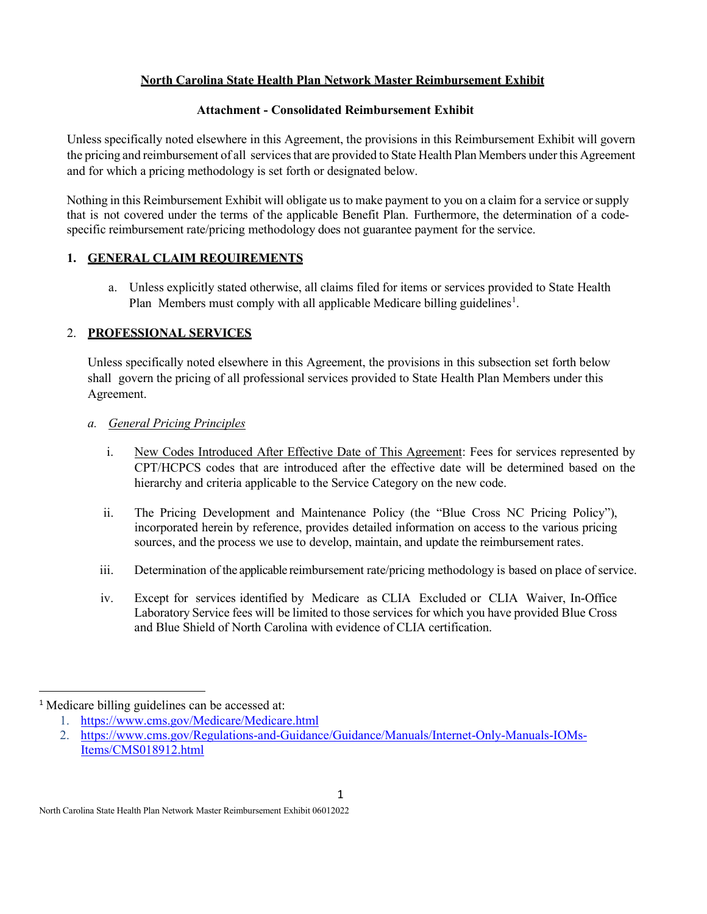# North Carolina State Health Plan Network Master Reimbursement Exhibit

## Attachment - Consolidated Reimbursement Exhibit

Unless specifically noted elsewhere in this Agreement, the provisions in this Reimbursement Exhibit will govern the pricing and reimbursement of all services that are provided to State Health Plan Members under this Agreement and for which a pricing methodology is set forth or designated below.

Nothing in this Reimbursement Exhibit will obligate us to make payment to you on a claim for a service or supply that is not covered under the terms of the applicable Benefit Plan. Furthermore, the determination of a code-specific reimbursement rate/pricing methodology does not guarantee payment for the service.

## 1. GENERAL CLAIM REQUIREMENTS

a. Unless explicitly stated otherwise, all claims filed for items or services provided to State Health Plan Members must comply with all applicable Medicare billing guidelines[1].

## 2. PROFESSIONAL SERVICES

Unless specifically noted elsewhere in this Agreement, the provisions in this subsection set forth below shall govern the pricing of all professional services provided to State Health Plan Members under this Agreement.

### a. *General Pricing Principles*

i. New Codes Introduced After Effective Date of This Agreement: Fees for services represented by CPT/HCPCS codes that are introduced after the effective date will be determined based on the hierarchy and criteria applicable to the Service Category on the new code.

ii. The Pricing Development and Maintenance Policy (the "Blue Cross NC Pricing Policy"), incorporated herein by reference, provides detailed information on access to the various pricing sources, and the process we use to develop, maintain, and update the reimbursement rates.

iii. Determination of the applicable reimbursement rate/pricing methodology is based on place of service.

iv. Except for services identified by Medicare as CLIA Excluded or CLIA Waiver, In-Office Laboratory Service fees will be limited to those services for which you have provided Blue Cross and Blue Shield of North Carolina with evidence of CLIA certification.

---

[1] Medicare billing guidelines can be accessed at:

1. https://www.cms.gov/Medicare/Medicare.html
2. https://www.cms.gov/Regulations-and-Guidance/Guidance/Manuals/Internet-Only-Manuals-IOMs-Items/CMS018912.html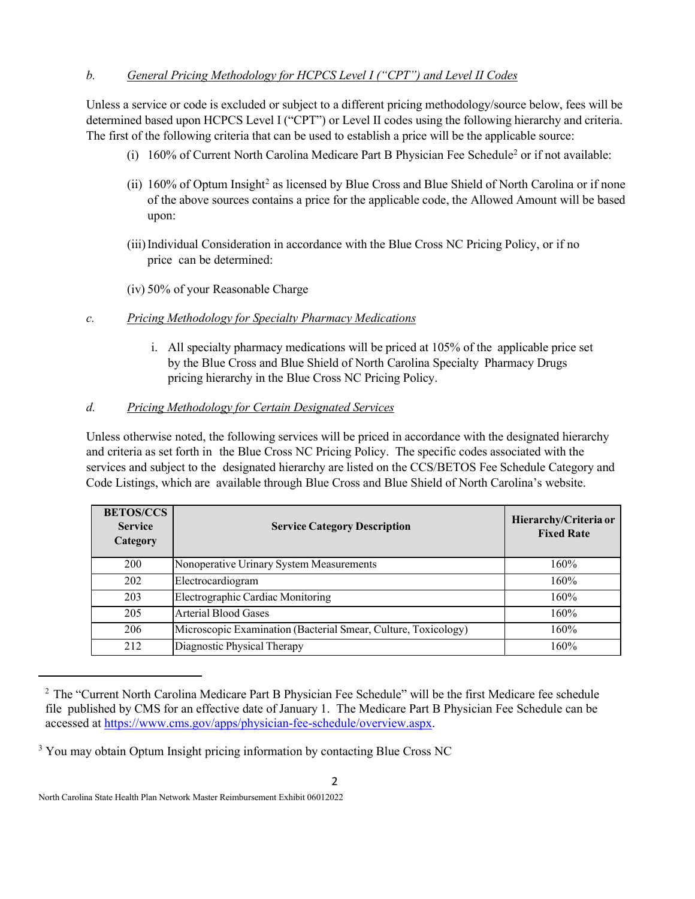b. *General Pricing Methodology for HCPCS Level I ("CPT") and Level II Codes*

Unless a service or code is excluded or subject to a different pricing methodology/source below, fees will be determined based upon HCPCS Level I ("CPT") or Level II codes using the following hierarchy and criteria. The first of the following criteria that can be used to establish a price will be the applicable source:

(i) 160% of Current North Carolina Medicare Part B Physician Fee Schedule[2] or if not available:

(ii) 160% of Optum Insight[2] as licensed by Blue Cross and Blue Shield of North Carolina or if none of the above sources contains a price for the applicable code, the Allowed Amount will be based upon:

(iii) Individual Consideration in accordance with the Blue Cross NC Pricing Policy, or if no price can be determined:

(iv) 50% of your Reasonable Charge

c. *Pricing Methodology for Specialty Pharmacy Medications*

i. All specialty pharmacy medications will be priced at 105% of the applicable price set by the Blue Cross and Blue Shield of North Carolina Specialty Pharmacy Drugs pricing hierarchy in the Blue Cross NC Pricing Policy.

d. *Pricing Methodology for Certain Designated Services*

Unless otherwise noted, the following services will be priced in accordance with the designated hierarchy and criteria as set forth in the Blue Cross NC Pricing Policy. The specific codes associated with the services and subject to the designated hierarchy are listed on the CCS/BETOS Fee Schedule Category and Code Listings, which are available through Blue Cross and Blue Shield of North Carolina's website.

| BETOS/CCS Service Category | Service Category Description | Hierarchy/Criteria or Fixed Rate |
|---|---|---|
| 200 | Nonoperative Urinary System Measurements | 160% |
| 202 | Electrocardiogram | 160% |
| 203 | Electrographic Cardiac Monitoring | 160% |
| 205 | Arterial Blood Gases | 160% |
| 206 | Microscopic Examination (Bacterial Smear, Culture, Toxicology) | 160% |
| 212 | Diagnostic Physical Therapy | 160% |

[2] The "Current North Carolina Medicare Part B Physician Fee Schedule" will be the first Medicare fee schedule file published by CMS for an effective date of January 1. The Medicare Part B Physician Fee Schedule can be accessed at https://www.cms.gov/apps/physician-fee-schedule/overview.aspx.

[3] You may obtain Optum Insight pricing information by contacting Blue Cross NC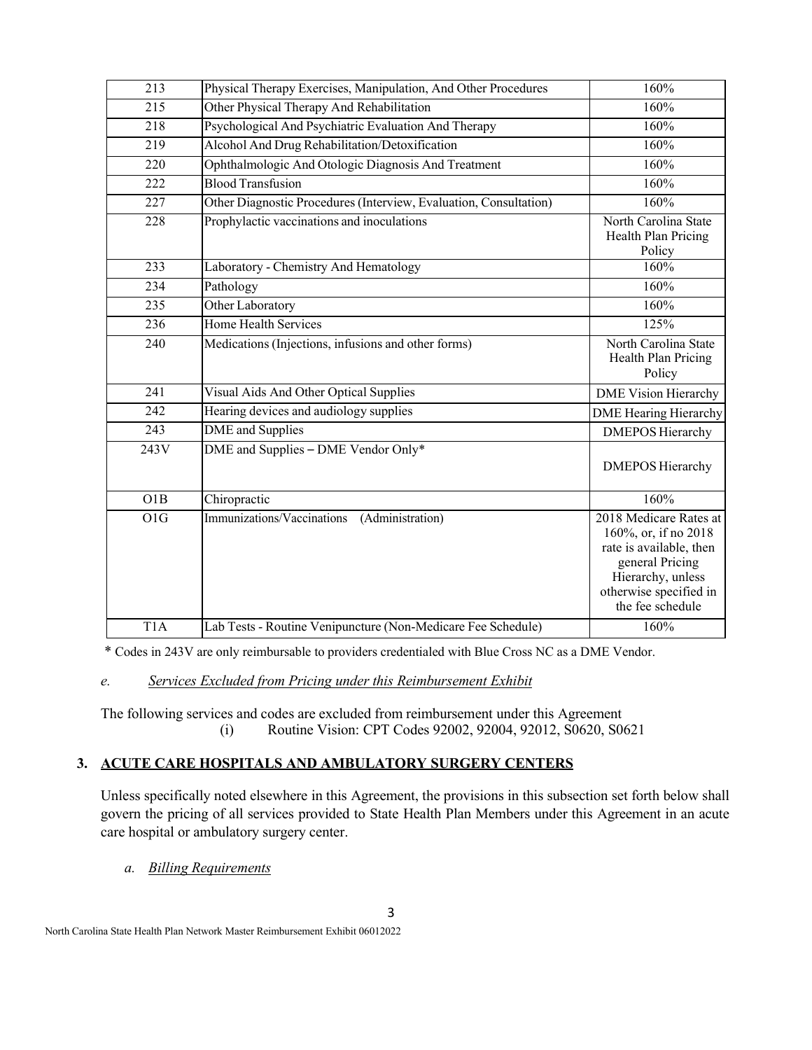| 213 | Physical Therapy Exercises, Manipulation, And Other Procedures | 160% |
|---|---|---|
| 215 | Other Physical Therapy And Rehabilitation | 160% |
| 218 | Psychological And Psychiatric Evaluation And Therapy | 160% |
| 219 | Alcohol And Drug Rehabilitation/Detoxification | 160% |
| 220 | Ophthalmologic And Otologic Diagnosis And Treatment | 160% |
| 222 | Blood Transfusion | 160% |
| 227 | Other Diagnostic Procedures (Interview, Evaluation, Consultation) | 160% |
| 228 | Prophylactic vaccinations and inoculations | North Carolina State Health Plan Pricing Policy |
| 233 | Laboratory - Chemistry And Hematology | 160% |
| 234 | Pathology | 160% |
| 235 | Other Laboratory | 160% |
| 236 | Home Health Services | 125% |
| 240 | Medications (Injections, infusions and other forms) | North Carolina State Health Plan Pricing Policy |
| 241 | Visual Aids And Other Optical Supplies | DME Vision Hierarchy |
| 242 | Hearing devices and audiology supplies | DME Hearing Hierarchy |
| 243 | DME and Supplies | DMEPOS Hierarchy |
| 243V | DME and Supplies – DME Vendor Only* | DMEPOS Hierarchy |
| O1B | Chiropractic | 160% |
| O1G | Immunizations/Vaccinations (Administration) | 2018 Medicare Rates at 160%, or, if no 2018 rate is available, then general Pricing Hierarchy, unless otherwise specified in the fee schedule |
| T1A | Lab Tests - Routine Venipuncture (Non-Medicare Fee Schedule) | 160% |

\* Codes in 243V are only reimbursable to providers credentialed with Blue Cross NC as a DME Vendor.

*e. Services Excluded from Pricing under this Reimbursement Exhibit*

The following services and codes are excluded from reimbursement under this Agreement

(i) Routine Vision: CPT Codes 92002, 92004, 92012, S0620, S0621

## 3. ACUTE CARE HOSPITALS AND AMBULATORY SURGERY CENTERS

Unless specifically noted elsewhere in this Agreement, the provisions in this subsection set forth below shall govern the pricing of all services provided to State Health Plan Members under this Agreement in an acute care hospital or ambulatory surgery center.

*a. Billing Requirements*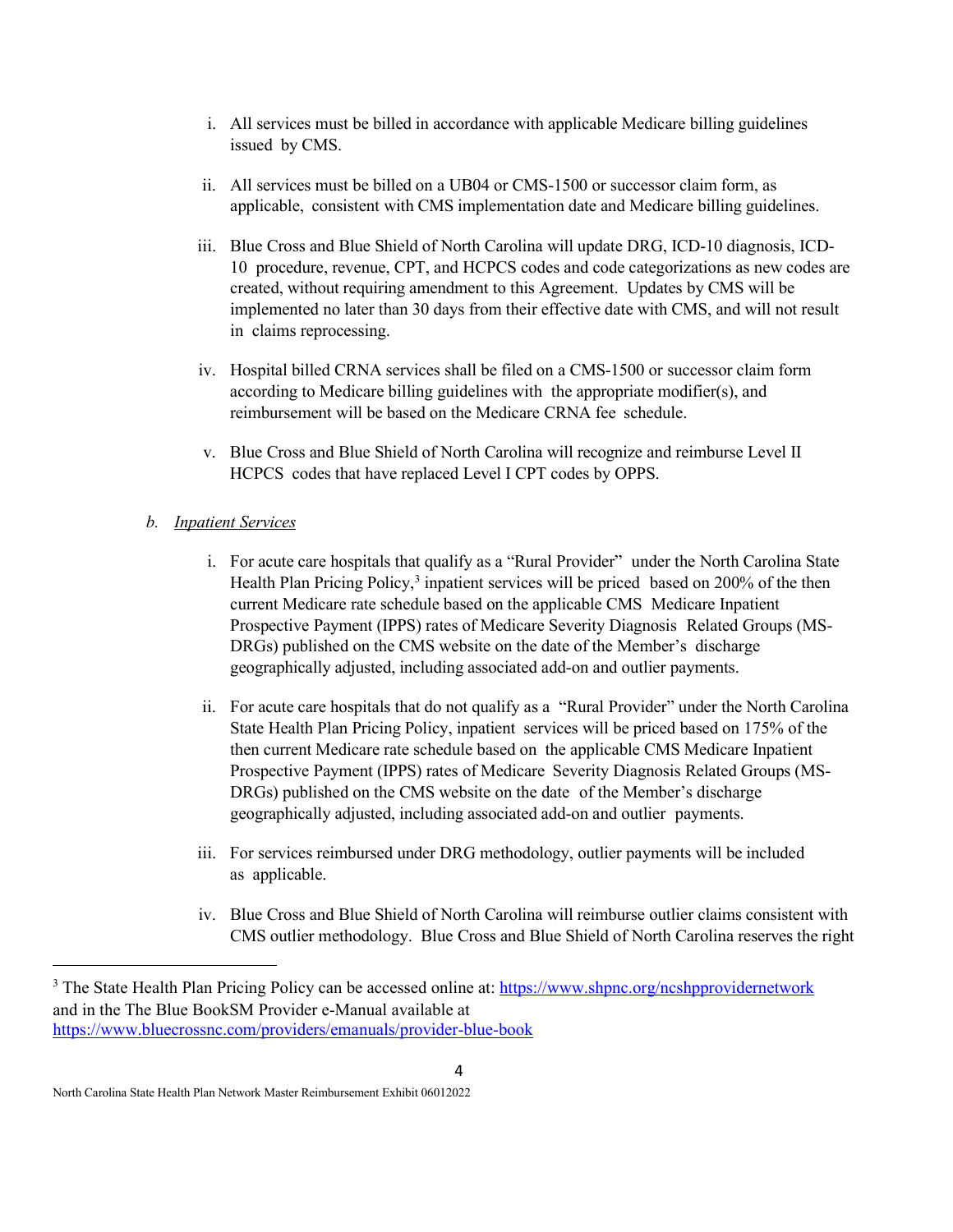i. All services must be billed in accordance with applicable Medicare billing guidelines issued by CMS.

ii. All services must be billed on a UB04 or CMS-1500 or successor claim form, as applicable, consistent with CMS implementation date and Medicare billing guidelines.

iii. Blue Cross and Blue Shield of North Carolina will update DRG, ICD-10 diagnosis, ICD-10 procedure, revenue, CPT, and HCPCS codes and code categorizations as new codes are created, without requiring amendment to this Agreement. Updates by CMS will be implemented no later than 30 days from their effective date with CMS, and will not result in claims reprocessing.

iv. Hospital billed CRNA services shall be filed on a CMS-1500 or successor claim form according to Medicare billing guidelines with the appropriate modifier(s), and reimbursement will be based on the Medicare CRNA fee schedule.

v. Blue Cross and Blue Shield of North Carolina will recognize and reimburse Level II HCPCS codes that have replaced Level I CPT codes by OPPS.

b. *Inpatient Services*

i. For acute care hospitals that qualify as a "Rural Provider" under the North Carolina State Health Plan Pricing Policy,[3] inpatient services will be priced based on 200% of the then current Medicare rate schedule based on the applicable CMS Medicare Inpatient Prospective Payment (IPPS) rates of Medicare Severity Diagnosis Related Groups (MS-DRGs) published on the CMS website on the date of the Member's discharge geographically adjusted, including associated add-on and outlier payments.

ii. For acute care hospitals that do not qualify as a "Rural Provider" under the North Carolina State Health Plan Pricing Policy, inpatient services will be priced based on 175% of the then current Medicare rate schedule based on the applicable CMS Medicare Inpatient Prospective Payment (IPPS) rates of Medicare Severity Diagnosis Related Groups (MS-DRGs) published on the CMS website on the date of the Member's discharge geographically adjusted, including associated add-on and outlier payments.

iii. For services reimbursed under DRG methodology, outlier payments will be included as applicable.

iv. Blue Cross and Blue Shield of North Carolina will reimburse outlier claims consistent with CMS outlier methodology. Blue Cross and Blue Shield of North Carolina reserves the right

[3] The State Health Plan Pricing Policy can be accessed online at: https://www.shpnc.org/ncshpprovidernetwork and in the The Blue BookSM Provider e-Manual available at https://www.bluecrossnc.com/providers/emanuals/provider-blue-book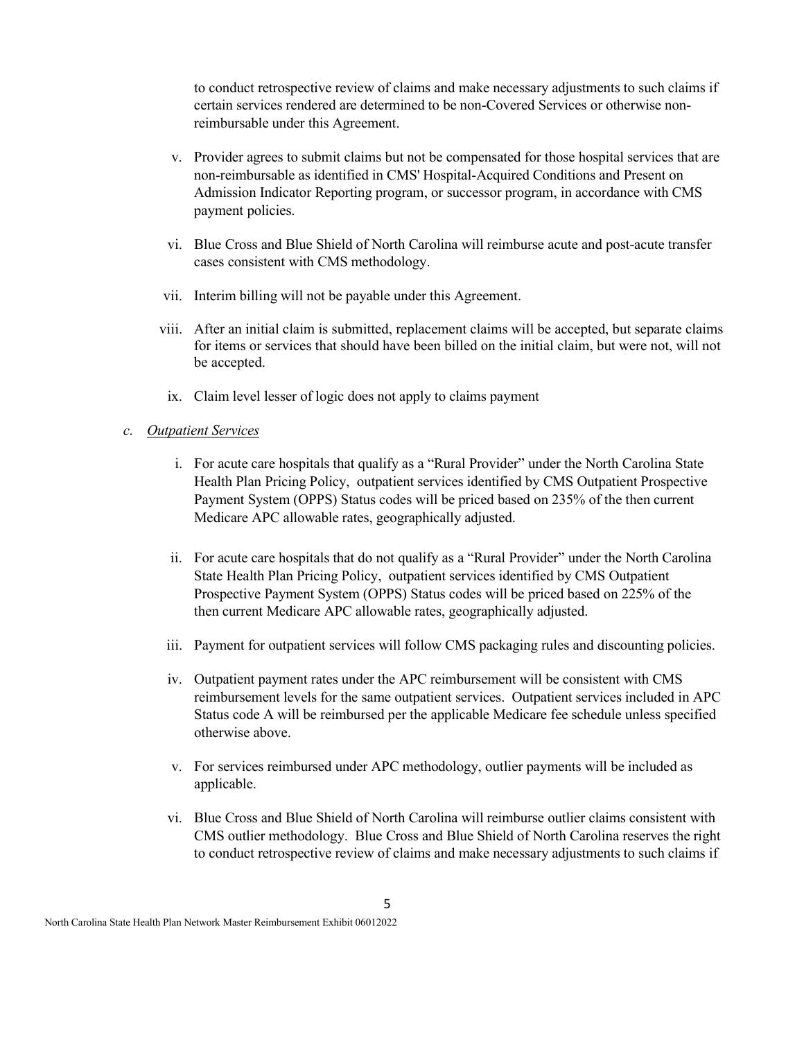to conduct retrospective review of claims and make necessary adjustments to such claims if certain services rendered are determined to be non-Covered Services or otherwise non-reimbursable under this Agreement.

v. Provider agrees to submit claims but not be compensated for those hospital services that are non-reimbursable as identified in CMS' Hospital-Acquired Conditions and Present on Admission Indicator Reporting program, or successor program, in accordance with CMS payment policies.

vi. Blue Cross and Blue Shield of North Carolina will reimburse acute and post-acute transfer cases consistent with CMS methodology.

vii. Interim billing will not be payable under this Agreement.

viii. After an initial claim is submitted, replacement claims will be accepted, but separate claims for items or services that should have been billed on the initial claim, but were not, will not be accepted.

ix. Claim level lesser of logic does not apply to claims payment

*c. <u>Outpatient Services</u>*

i. For acute care hospitals that qualify as a "Rural Provider" under the North Carolina State Health Plan Pricing Policy, outpatient services identified by CMS Outpatient Prospective Payment System (OPPS) Status codes will be priced based on 235% of the then current Medicare APC allowable rates, geographically adjusted.

ii. For acute care hospitals that do not qualify as a "Rural Provider" under the North Carolina State Health Plan Pricing Policy, outpatient services identified by CMS Outpatient Prospective Payment System (OPPS) Status codes will be priced based on 225% of the then current Medicare APC allowable rates, geographically adjusted.

iii. Payment for outpatient services will follow CMS packaging rules and discounting policies.

iv. Outpatient payment rates under the APC reimbursement will be consistent with CMS reimbursement levels for the same outpatient services. Outpatient services included in APC Status code A will be reimbursed per the applicable Medicare fee schedule unless specified otherwise above.

v. For services reimbursed under APC methodology, outlier payments will be included as applicable.

vi. Blue Cross and Blue Shield of North Carolina will reimburse outlier claims consistent with CMS outlier methodology. Blue Cross and Blue Shield of North Carolina reserves the right to conduct retrospective review of claims and make necessary adjustments to such claims if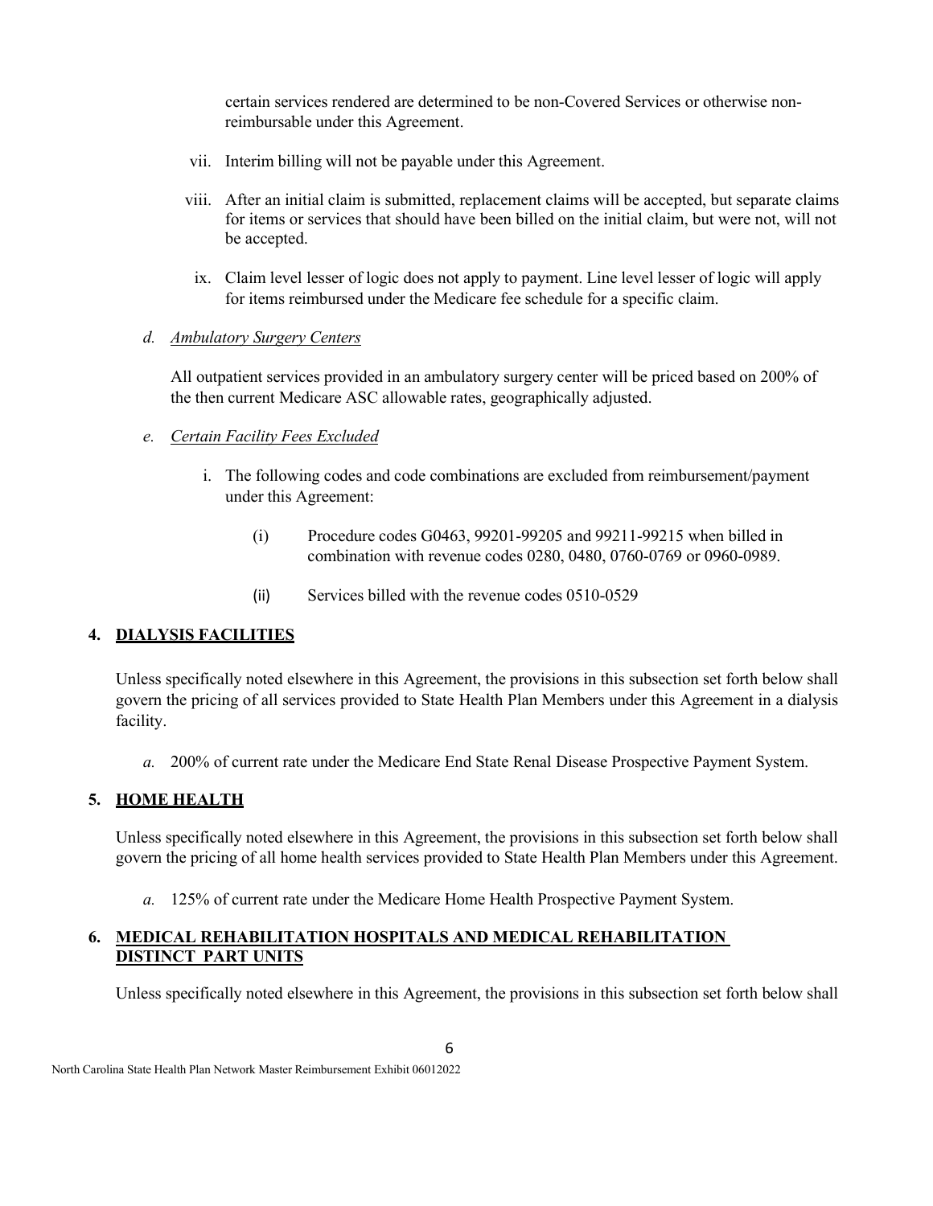certain services rendered are determined to be non-Covered Services or otherwise non-reimbursable under this Agreement.

vii. Interim billing will not be payable under this Agreement.

viii. After an initial claim is submitted, replacement claims will be accepted, but separate claims for items or services that should have been billed on the initial claim, but were not, will not be accepted.

ix. Claim level lesser of logic does not apply to payment. Line level lesser of logic will apply for items reimbursed under the Medicare fee schedule for a specific claim.

*d. Ambulatory Surgery Centers*

All outpatient services provided in an ambulatory surgery center will be priced based on 200% of the then current Medicare ASC allowable rates, geographically adjusted.

*e. Certain Facility Fees Excluded*

i. The following codes and code combinations are excluded from reimbursement/payment under this Agreement:

(i) Procedure codes G0463, 99201-99205 and 99211-99215 when billed in combination with revenue codes 0280, 0480, 0760-0769 or 0960-0989.

(ii) Services billed with the revenue codes 0510-0529

## 4. DIALYSIS FACILITIES

Unless specifically noted elsewhere in this Agreement, the provisions in this subsection set forth below shall govern the pricing of all services provided to State Health Plan Members under this Agreement in a dialysis facility.

*a.* 200% of current rate under the Medicare End State Renal Disease Prospective Payment System.

## 5. HOME HEALTH

Unless specifically noted elsewhere in this Agreement, the provisions in this subsection set forth below shall govern the pricing of all home health services provided to State Health Plan Members under this Agreement.

*a.* 125% of current rate under the Medicare Home Health Prospective Payment System.

## 6. MEDICAL REHABILITATION HOSPITALS AND MEDICAL REHABILITATION DISTINCT PART UNITS

Unless specifically noted elsewhere in this Agreement, the provisions in this subsection set forth below shall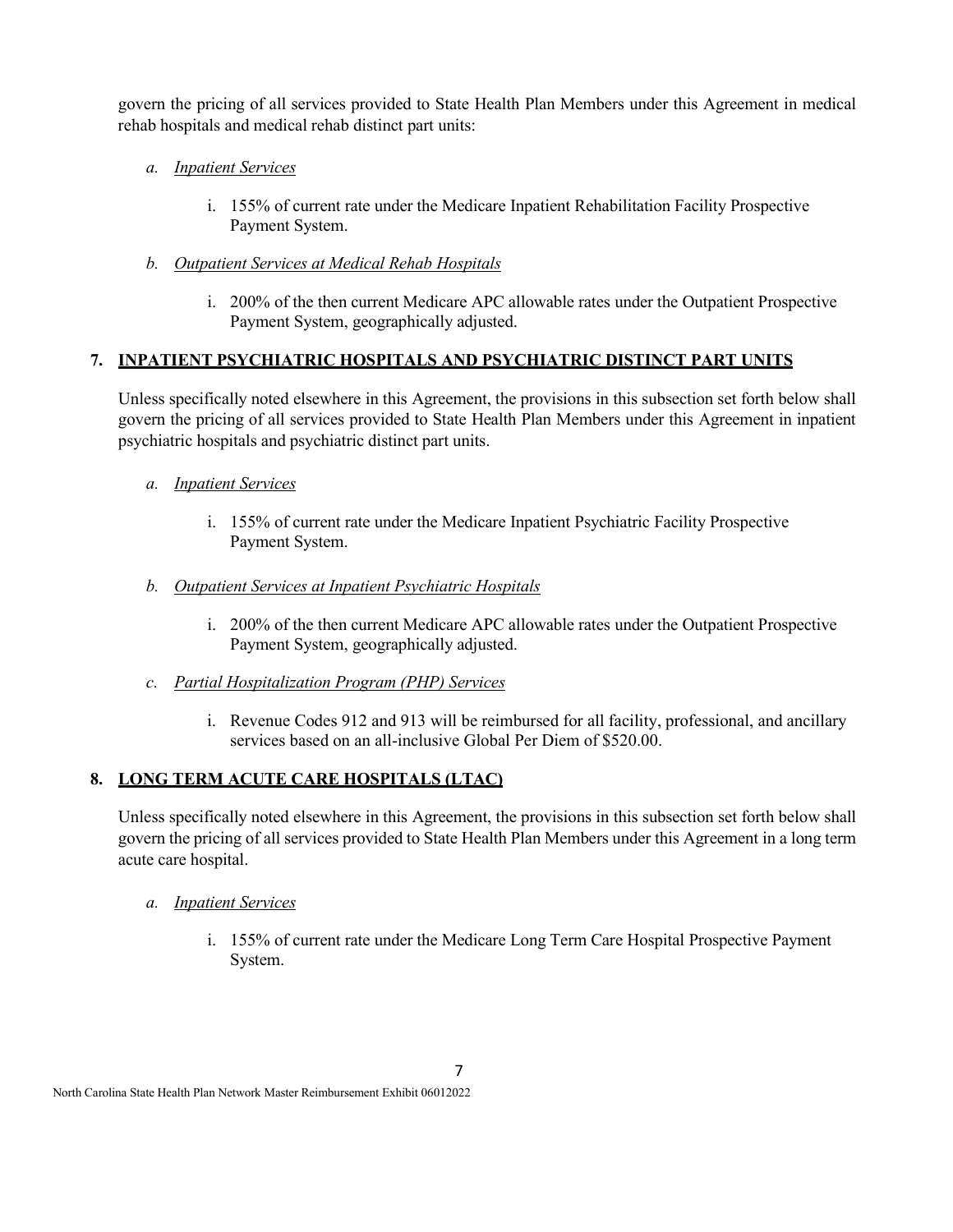govern the pricing of all services provided to State Health Plan Members under this Agreement in medical rehab hospitals and medical rehab distinct part units:

a. *Inpatient Services*

   i. 155% of current rate under the Medicare Inpatient Rehabilitation Facility Prospective Payment System.

b. *Outpatient Services at Medical Rehab Hospitals*

   i. 200% of the then current Medicare APC allowable rates under the Outpatient Prospective Payment System, geographically adjusted.

## 7. INPATIENT PSYCHIATRIC HOSPITALS AND PSYCHIATRIC DISTINCT PART UNITS

Unless specifically noted elsewhere in this Agreement, the provisions in this subsection set forth below shall govern the pricing of all services provided to State Health Plan Members under this Agreement in inpatient psychiatric hospitals and psychiatric distinct part units.

a. *Inpatient Services*

   i. 155% of current rate under the Medicare Inpatient Psychiatric Facility Prospective Payment System.

b. *Outpatient Services at Inpatient Psychiatric Hospitals*

   i. 200% of the then current Medicare APC allowable rates under the Outpatient Prospective Payment System, geographically adjusted.

c. *Partial Hospitalization Program (PHP) Services*

   i. Revenue Codes 912 and 913 will be reimbursed for all facility, professional, and ancillary services based on an all-inclusive Global Per Diem of $520.00.

## 8. LONG TERM ACUTE CARE HOSPITALS (LTAC)

Unless specifically noted elsewhere in this Agreement, the provisions in this subsection set forth below shall govern the pricing of all services provided to State Health Plan Members under this Agreement in a long term acute care hospital.

a. *Inpatient Services*

   i. 155% of current rate under the Medicare Long Term Care Hospital Prospective Payment System.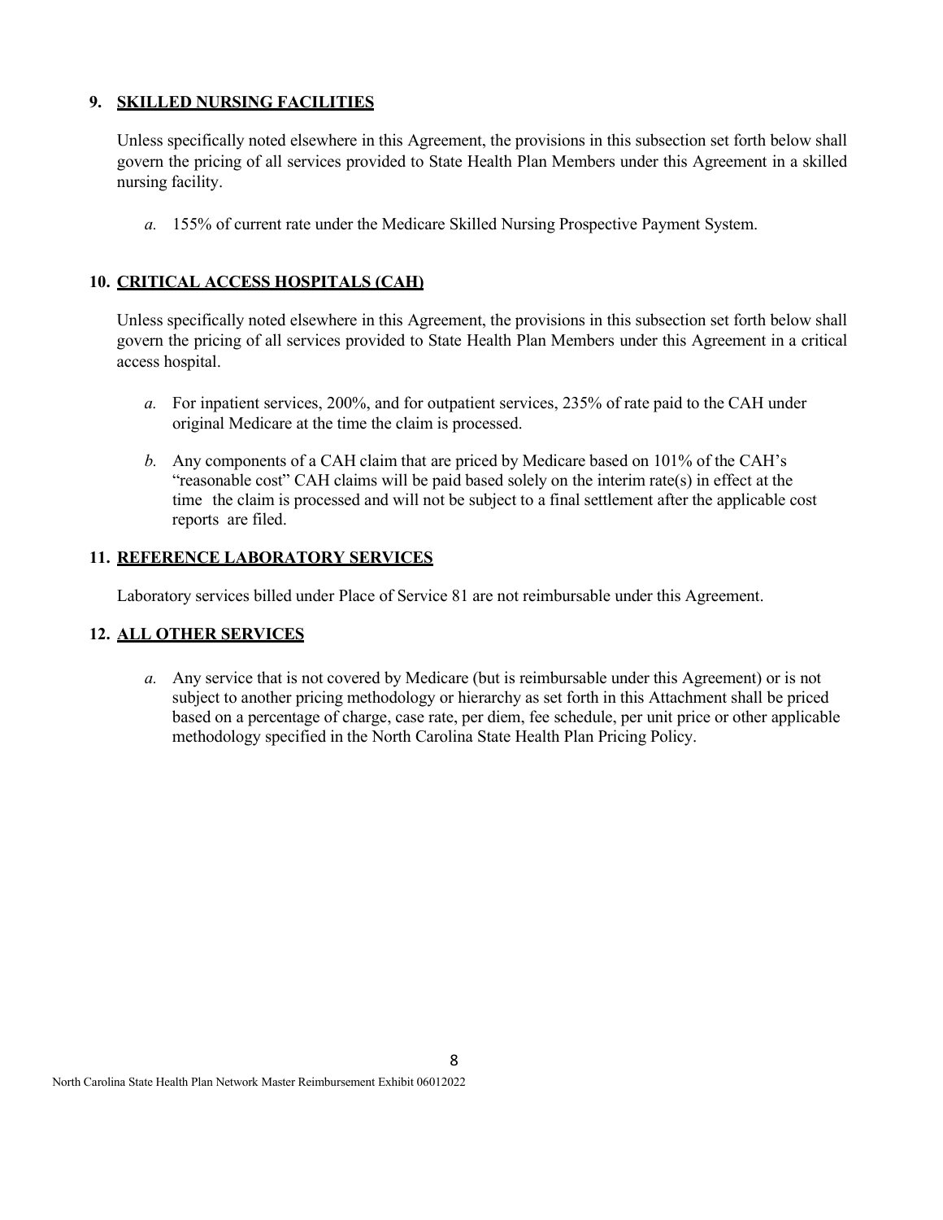## 9. SKILLED NURSING FACILITIES

Unless specifically noted elsewhere in this Agreement, the provisions in this subsection set forth below shall govern the pricing of all services provided to State Health Plan Members under this Agreement in a skilled nursing facility.

*a.* 155% of current rate under the Medicare Skilled Nursing Prospective Payment System.

## 10. CRITICAL ACCESS HOSPITALS (CAH)

Unless specifically noted elsewhere in this Agreement, the provisions in this subsection set forth below shall govern the pricing of all services provided to State Health Plan Members under this Agreement in a critical access hospital.

*a.* For inpatient services, 200%, and for outpatient services, 235% of rate paid to the CAH under original Medicare at the time the claim is processed.

*b.* Any components of a CAH claim that are priced by Medicare based on 101% of the CAH's "reasonable cost" CAH claims will be paid based solely on the interim rate(s) in effect at the time the claim is processed and will not be subject to a final settlement after the applicable cost reports are filed.

## 11. REFERENCE LABORATORY SERVICES

Laboratory services billed under Place of Service 81 are not reimbursable under this Agreement.

## 12. ALL OTHER SERVICES

*a.* Any service that is not covered by Medicare (but is reimbursable under this Agreement) or is not subject to another pricing methodology or hierarchy as set forth in this Attachment shall be priced based on a percentage of charge, case rate, per diem, fee schedule, per unit price or other applicable methodology specified in the North Carolina State Health Plan Pricing Policy.